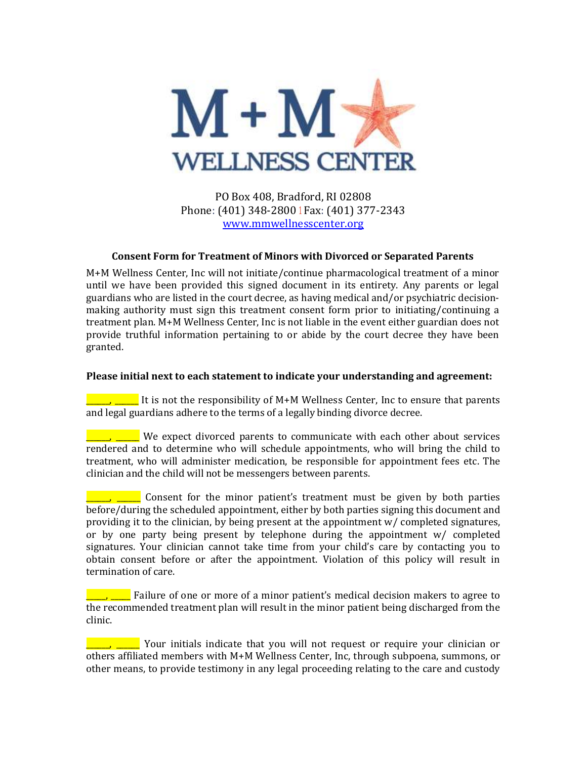M+M WELLNESS CENTER

PO Box 408, Bradford, RI 02808
Phone: (401) 348-2800 | Fax: (401) 377-2343
www.mmwellnesscenter.org

**Consent Form for Treatment of Minors with Divorced or Separated Parents**

M+M Wellness Center, Inc will not initiate/continue pharmacological treatment of a minor until we have been provided this signed document in its entirety. Any parents or legal guardians who are listed in the court decree, as having medical and/or psychiatric decision-making authority must sign this treatment consent form prior to initiating/continuing a treatment plan. M+M Wellness Center, Inc is not liable in the event either guardian does not provide truthful information pertaining to or abide by the court decree they have been granted.

**Please initial next to each statement to indicate your understanding and agreement:**

_____, _____ It is not the responsibility of M+M Wellness Center, Inc to ensure that parents and legal guardians adhere to the terms of a legally binding divorce decree.

_____, _____ We expect divorced parents to communicate with each other about services rendered and to determine who will schedule appointments, who will bring the child to treatment, who will administer medication, be responsible for appointment fees etc. The clinician and the child will not be messengers between parents.

_____, _____ Consent for the minor patient's treatment must be given by both parties before/during the scheduled appointment, either by both parties signing this document and providing it to the clinician, by being present at the appointment w/ completed signatures, or by one party being present by telephone during the appointment w/ completed signatures. Your clinician cannot take time from your child's care by contacting you to obtain consent before or after the appointment. Violation of this policy will result in termination of care.

_____, _____ Failure of one or more of a minor patient's medical decision makers to agree to the recommended treatment plan will result in the minor patient being discharged from the clinic.

_____, _____ Your initials indicate that you will not request or require your clinician or others affiliated members with M+M Wellness Center, Inc, through subpoena, summons, or other means, to provide testimony in any legal proceeding relating to the care and custody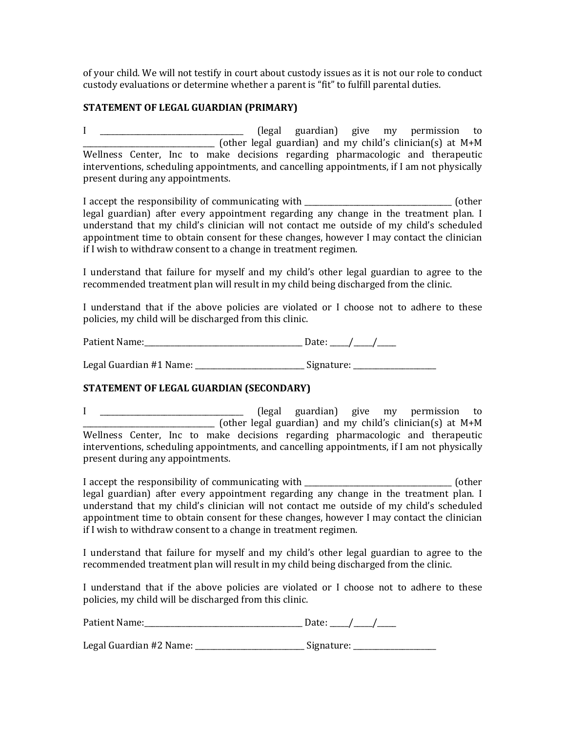of your child. We will not testify in court about custody issues as it is not our role to conduct custody evaluations or determine whether a parent is "fit" to fulfill parental duties.

**STATEMENT OF LEGAL GUARDIAN (PRIMARY)**

I ______________________________ (legal guardian) give my permission to ___________________________ (other legal guardian) and my child's clinician(s) at M+M Wellness Center, Inc to make decisions regarding pharmacologic and therapeutic interventions, scheduling appointments, and cancelling appointments, if I am not physically present during any appointments.

I accept the responsibility of communicating with ______________________________ (other legal guardian) after every appointment regarding any change in the treatment plan. I understand that my child's clinician will not contact me outside of my child's scheduled appointment time to obtain consent for these changes, however I may contact the clinician if I wish to withdraw consent to a change in treatment regimen.

I understand that failure for myself and my child's other legal guardian to agree to the recommended treatment plan will result in my child being discharged from the clinic.

I understand that if the above policies are violated or I choose not to adhere to these policies, my child will be discharged from this clinic.

Patient Name:_________________________________ Date: ____/____/____

Legal Guardian #1 Name: _______________________ Signature: __________________

**STATEMENT OF LEGAL GUARDIAN (SECONDARY)**

I ______________________________ (legal guardian) give my permission to ___________________________ (other legal guardian) and my child's clinician(s) at M+M Wellness Center, Inc to make decisions regarding pharmacologic and therapeutic interventions, scheduling appointments, and cancelling appointments, if I am not physically present during any appointments.

I accept the responsibility of communicating with ______________________________ (other legal guardian) after every appointment regarding any change in the treatment plan. I understand that my child's clinician will not contact me outside of my child's scheduled appointment time to obtain consent for these changes, however I may contact the clinician if I wish to withdraw consent to a change in treatment regimen.

I understand that failure for myself and my child's other legal guardian to agree to the recommended treatment plan will result in my child being discharged from the clinic.

I understand that if the above policies are violated or I choose not to adhere to these policies, my child will be discharged from this clinic.

Patient Name:_________________________________ Date: ____/____/____

Legal Guardian #2 Name: _______________________ Signature: __________________